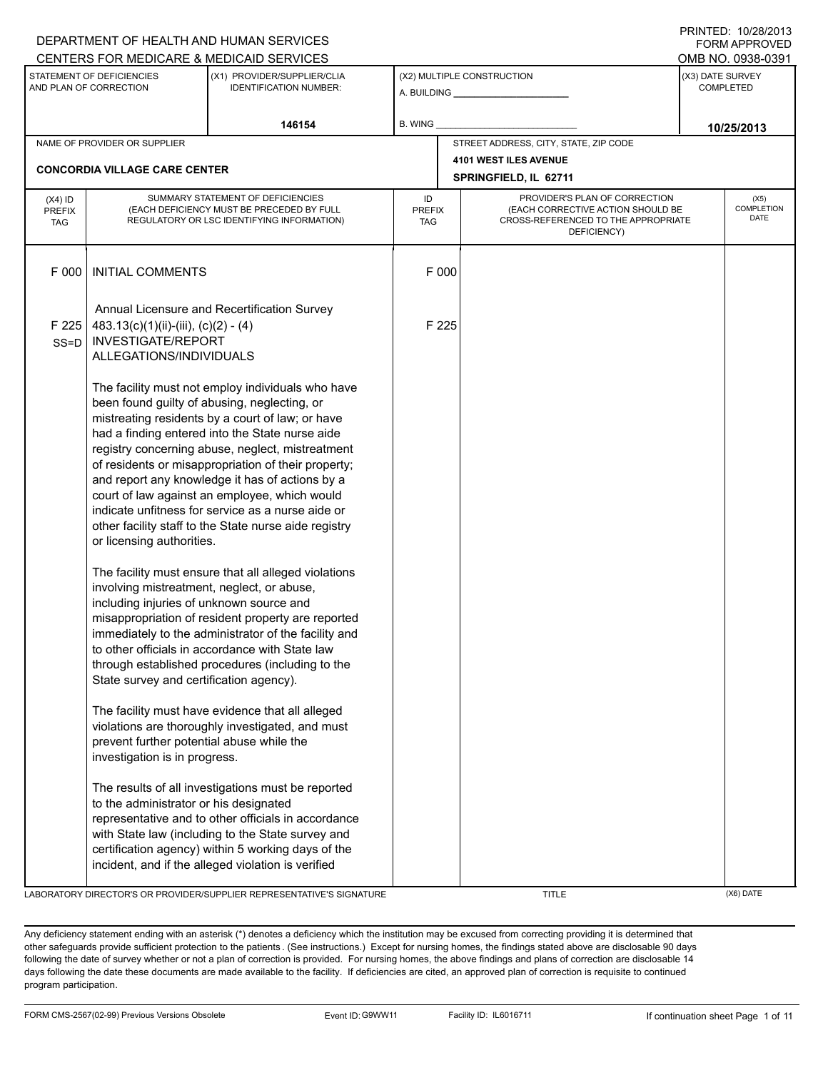DEPARTMENT OF HEALTH AND HUMAN SERVICES
CENTERS FOR MEDICARE & MEDICAID SERVICES

PRINTED: 10/28/2013
FORM APPROVED
OMB NO. 0938-0391

| STATEMENT OF DEFICIENCIES AND PLAN OF CORRECTION | (X1) PROVIDER/SUPPLIER/CLIA IDENTIFICATION NUMBER: | (X2) MULTIPLE CONSTRUCTION | (X3) DATE SURVEY COMPLETED |
|---|---|---|---|
| | 146154 | A. BUILDING ______ B. WING ______ | 10/25/2013 |

| NAME OF PROVIDER OR SUPPLIER | STREET ADDRESS, CITY, STATE, ZIP CODE |
|---|---|
| CONCORDIA VILLAGE CARE CENTER | 4101 WEST ILES AVENUE SPRINGFIELD, IL 62711 |

| (X4) ID PREFIX TAG | SUMMARY STATEMENT OF DEFICIENCIES (EACH DEFICIENCY MUST BE PRECEDED BY FULL REGULATORY OR LSC IDENTIFYING INFORMATION) | ID PREFIX TAG | PROVIDER'S PLAN OF CORRECTION (EACH CORRECTIVE ACTION SHOULD BE CROSS-REFERENCED TO THE APPROPRIATE DEFICIENCY) | (X5) COMPLETION DATE |
|---|---|---|---|---|
| F 000 | INITIAL COMMENTS<br><br>Annual Licensure and Recertification Survey | F 000 | | |
| F 225 SS=D | 483.13(c)(1)(ii)-(iii), (c)(2) - (4) INVESTIGATE/REPORT ALLEGATIONS/INDIVIDUALS<br><br>The facility must not employ individuals who have been found guilty of abusing, neglecting, or mistreating residents by a court of law; or have had a finding entered into the State nurse aide registry concerning abuse, neglect, mistreatment of residents or misappropriation of their property; and report any knowledge it has of actions by a court of law against an employee, which would indicate unfitness for service as a nurse aide or other facility staff to the State nurse aide registry or licensing authorities.<br><br>The facility must ensure that all alleged violations involving mistreatment, neglect, or abuse, including injuries of unknown source and misappropriation of resident property are reported immediately to the administrator of the facility and to other officials in accordance with State law through established procedures (including to the State survey and certification agency).<br><br>The facility must have evidence that all alleged violations are thoroughly investigated, and must prevent further potential abuse while the investigation is in progress.<br><br>The results of all investigations must be reported to the administrator or his designated representative and to other officials in accordance with State law (including to the State survey and certification agency) within 5 working days of the incident, and if the alleged violation is verified | F 225 | | |

LABORATORY DIRECTOR'S OR PROVIDER/SUPPLIER REPRESENTATIVE'S SIGNATURE | TITLE | (X6) DATE

Any deficiency statement ending with an asterisk (*) denotes a deficiency which the institution may be excused from correcting providing it is determined that other safeguards provide sufficient protection to the patients. (See instructions.) Except for nursing homes, the findings stated above are disclosable 90 days following the date of survey whether or not a plan of correction is provided. For nursing homes, the above findings and plans of correction are disclosable 14 days following the date these documents are made available to the facility. If deficiencies are cited, an approved plan of correction is requisite to continued program participation.

FORM CMS-2567(02-99) Previous Versions Obsolete | Event ID: G9WW11 | Facility ID: IL6016711 | If continuation sheet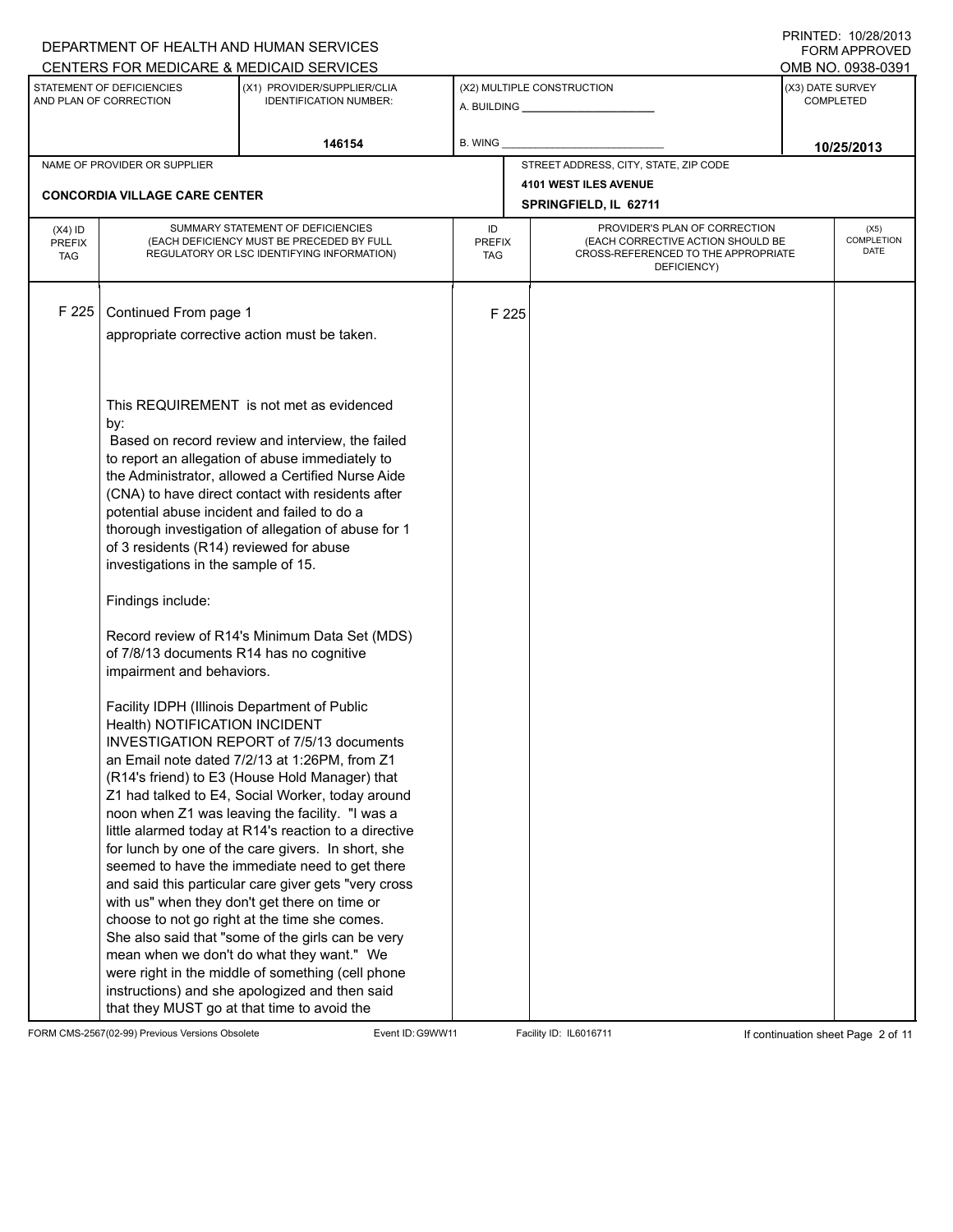DEPARTMENT OF HEALTH AND HUMAN SERVICES
CENTERS FOR MEDICARE & MEDICAID SERVICES

PRINTED: 10/28/2013
FORM APPROVED
OMB NO. 0938-0391

| STATEMENT OF DEFICIENCIES AND PLAN OF CORRECTION | (X1) PROVIDER/SUPPLIER/CLIA IDENTIFICATION NUMBER: | (X2) MULTIPLE CONSTRUCTION | (X3) DATE SURVEY COMPLETED |
|---|---|---|---|
| | 146154 | A. BUILDING ______ B. WING ______ | 10/25/2013 |

| NAME OF PROVIDER OR SUPPLIER | STREET ADDRESS, CITY, STATE, ZIP CODE |
|---|---|
| CONCORDIA VILLAGE CARE CENTER | 4101 WEST ILES AVENUE SPRINGFIELD, IL 62711 |

| (X4) ID PREFIX TAG | SUMMARY STATEMENT OF DEFICIENCIES (EACH DEFICIENCY MUST BE PRECEDED BY FULL REGULATORY OR LSC IDENTIFYING INFORMATION) | ID PREFIX TAG | PROVIDER'S PLAN OF CORRECTION (EACH CORRECTIVE ACTION SHOULD BE CROSS-REFERENCED TO THE APPROPRIATE DEFICIENCY) | (X5) COMPLETION DATE |
|---|---|---|---|---|
| F 225 | Continued From page 1 | F 225 | | |

appropriate corrective action must be taken.

This REQUIREMENT is not met as evidenced by:

Based on record review and interview, the failed to report an allegation of abuse immediately to the Administrator, allowed a Certified Nurse Aide (CNA) to have direct contact with residents after potential abuse incident and failed to do a thorough investigation of allegation of abuse for 1 of 3 residents (R14) reviewed for abuse investigations in the sample of 15.

Findings include:

Record review of R14's Minimum Data Set (MDS) of 7/8/13 documents R14 has no cognitive impairment and behaviors.

Facility IDPH (Illinois Department of Public Health) NOTIFICATION INCIDENT INVESTIGATION REPORT of 7/5/13 documents an Email note dated 7/2/13 at 1:26PM, from Z1 (R14's friend) to E3 (House Hold Manager) that Z1 had talked to E4, Social Worker, today around noon when Z1 was leaving the facility. "I was a little alarmed today at R14's reaction to a directive for lunch by one of the care givers. In short, she seemed to have the immediate need to get there and said this particular care giver gets "very cross with us" when they don't get there on time or choose to not go right at the time she comes. She also said that "some of the girls can be very mean when we don't do what they want." We were right in the middle of something (cell phone instructions) and she apologized and then said that they MUST go at that time to avoid the

FORM CMS-2567(02-99) Previous Versions Obsolete Event ID: G9WW11 Facility ID: IL6016711 If continuation sheet Page 2 of 11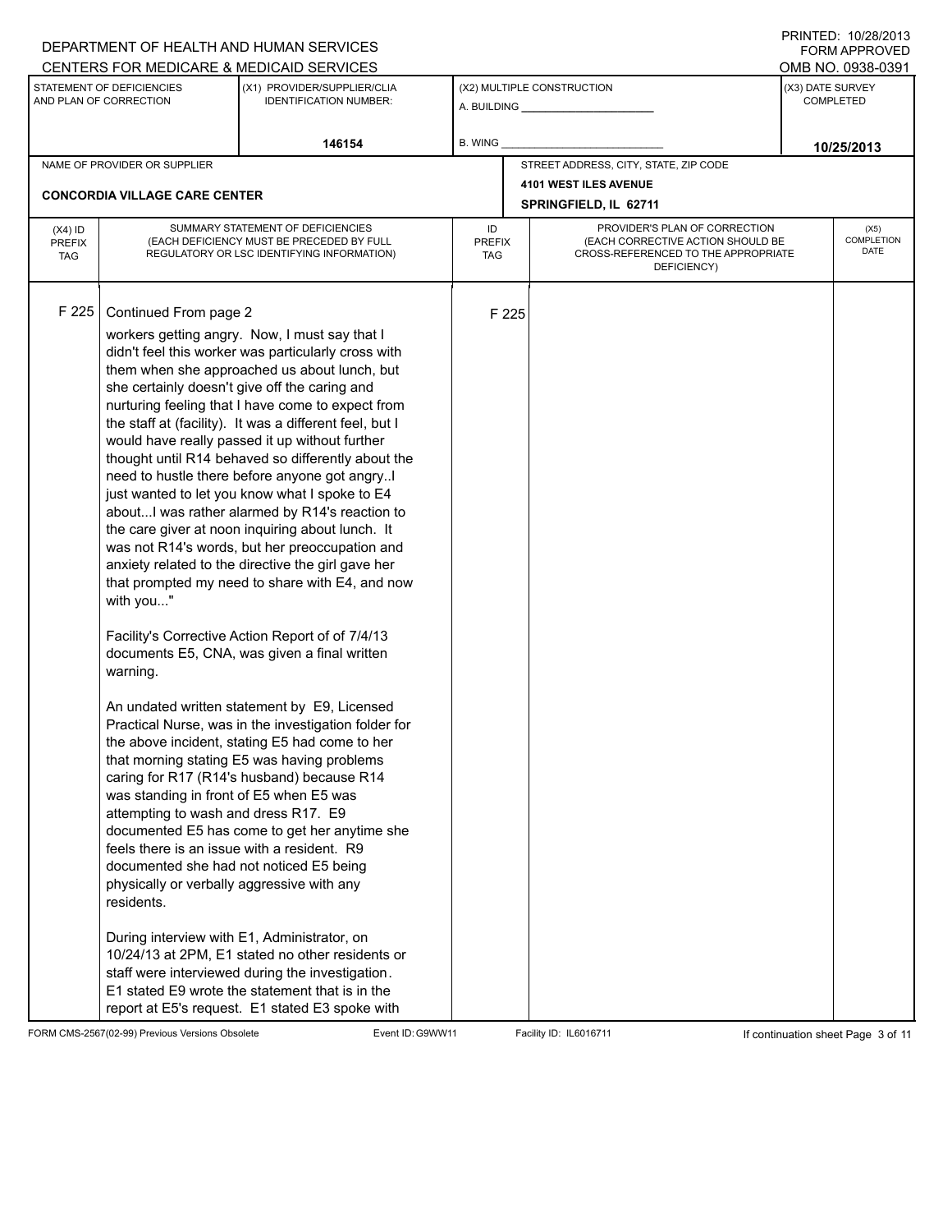DEPARTMENT OF HEALTH AND HUMAN SERVICES
CENTERS FOR MEDICARE & MEDICAID SERVICES

PRINTED: 10/28/2013
FORM APPROVED
OMB NO. 0938-0391

| STATEMENT OF DEFICIENCIES AND PLAN OF CORRECTION | (X1) PROVIDER/SUPPLIER/CLIA IDENTIFICATION NUMBER: | (X2) MULTIPLE CONSTRUCTION | (X3) DATE SURVEY COMPLETED |
|---|---|---|---|
| | 146154 | A. BUILDING ______ B. WING ______ | 10/25/2013 |

| NAME OF PROVIDER OR SUPPLIER | STREET ADDRESS, CITY, STATE, ZIP CODE |
|---|---|
| CONCORDIA VILLAGE CARE CENTER | 4101 WEST ILES AVENUE SPRINGFIELD, IL 62711 |

| (X4) ID PREFIX TAG | SUMMARY STATEMENT OF DEFICIENCIES (EACH DEFICIENCY MUST BE PRECEDED BY FULL REGULATORY OR LSC IDENTIFYING INFORMATION) | ID PREFIX TAG | PROVIDER'S PLAN OF CORRECTION (EACH CORRECTIVE ACTION SHOULD BE CROSS-REFERENCED TO THE APPROPRIATE DEFICIENCY) | (X5) COMPLETION DATE |
|---|---|---|---|---|
| F 225 | Continued From page 2 | F 225 | | |

workers getting angry. Now, I must say that I didn't feel this worker was particularly cross with them when she approached us about lunch, but she certainly doesn't give off the caring and nurturing feeling that I have come to expect from the staff at (facility). It was a different feel, but I would have really passed it up without further thought until R14 behaved so differently about the need to hustle there before anyone got angry..I just wanted to let you know what I spoke to E4 about...I was rather alarmed by R14's reaction to the care giver at noon inquiring about lunch. It was not R14's words, but her preoccupation and anxiety related to the directive the girl gave her that prompted my need to share with E4, and now with you..."

Facility's Corrective Action Report of of 7/4/13 documents E5, CNA, was given a final written warning.

An undated written statement by E9, Licensed Practical Nurse, was in the investigation folder for the above incident, stating E5 had come to her that morning stating E5 was having problems caring for R17 (R14's husband) because R14 was standing in front of E5 when E5 was attempting to wash and dress R17. E9 documented E5 has come to get her anytime she feels there is an issue with a resident. R9 documented she had not noticed E5 being physically or verbally aggressive with any residents.

During interview with E1, Administrator, on 10/24/13 at 2PM, E1 stated no other residents or staff were interviewed during the investigation. E1 stated E9 wrote the statement that is in the report at E5's request. E1 stated E3 spoke with

FORM CMS-2567(02-99) Previous Versions Obsolete    Event ID: G9WW11    Facility ID: IL6016711    If continuation sheet Page 3 of 11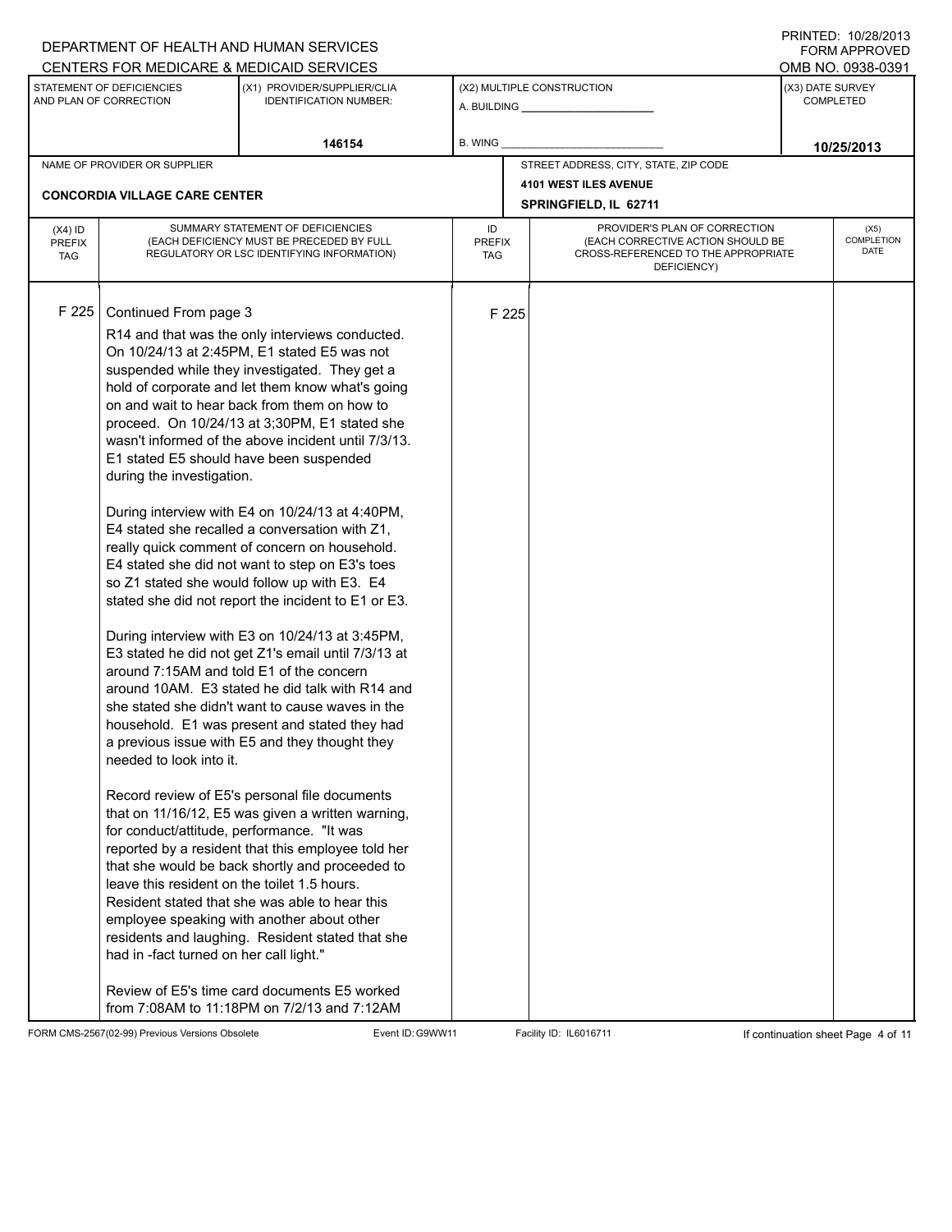DEPARTMENT OF HEALTH AND HUMAN SERVICES
CENTERS FOR MEDICARE & MEDICAID SERVICES

PRINTED: 10/28/2013
FORM APPROVED
OMB NO. 0938-0391

| STATEMENT OF DEFICIENCIES AND PLAN OF CORRECTION | (X1) PROVIDER/SUPPLIER/CLIA IDENTIFICATION NUMBER: | (X2) MULTIPLE CONSTRUCTION | (X3) DATE SURVEY COMPLETED |
|---|---|---|---|
| | 146154 | A. BUILDING ______ B. WING ______ | 10/25/2013 |

NAME OF PROVIDER OR SUPPLIER: **CONCORDIA VILLAGE CARE CENTER**

STREET ADDRESS, CITY, STATE, ZIP CODE: **4101 WEST ILES AVENUE, SPRINGFIELD, IL 62711**

| (X4) ID PREFIX TAG | SUMMARY STATEMENT OF DEFICIENCIES (EACH DEFICIENCY MUST BE PRECEDED BY FULL REGULATORY OR LSC IDENTIFYING INFORMATION) | ID PREFIX TAG | PROVIDER'S PLAN OF CORRECTION (EACH CORRECTIVE ACTION SHOULD BE CROSS-REFERENCED TO THE APPROPRIATE DEFICIENCY) | (X5) COMPLETION DATE |
|---|---|---|---|---|
| F 225 | Continued From page 3 | F 225 | | |

R14 and that was the only interviews conducted. On 10/24/13 at 2:45PM, E1 stated E5 was not suspended while they investigated. They get a hold of corporate and let them know what's going on and wait to hear back from them on how to proceed. On 10/24/13 at 3;30PM, E1 stated she wasn't informed of the above incident until 7/3/13. E1 stated E5 should have been suspended during the investigation.

During interview with E4 on 10/24/13 at 4:40PM, E4 stated she recalled a conversation with Z1, really quick comment of concern on household. E4 stated she did not want to step on E3's toes so Z1 stated she would follow up with E3. E4 stated she did not report the incident to E1 or E3.

During interview with E3 on 10/24/13 at 3:45PM, E3 stated he did not get Z1's email until 7/3/13 at around 7:15AM and told E1 of the concern around 10AM. E3 stated he did talk with R14 and she stated she didn't want to cause waves in the household. E1 was present and stated they had a previous issue with E5 and they thought they needed to look into it.

Record review of E5's personal file documents that on 11/16/12, E5 was given a written warning, for conduct/attitude, performance. "It was reported by a resident that this employee told her that she would be back shortly and proceeded to leave this resident on the toilet 1.5 hours. Resident stated that she was able to hear this employee speaking with another about other residents and laughing. Resident stated that she had in -fact turned on her call light."

Review of E5's time card documents E5 worked from 7:08AM to 11:18PM on 7/2/13 and 7:12AM

FORM CMS-2567(02-99) Previous Versions Obsolete Event ID: G9WW11 Facility ID: IL6016711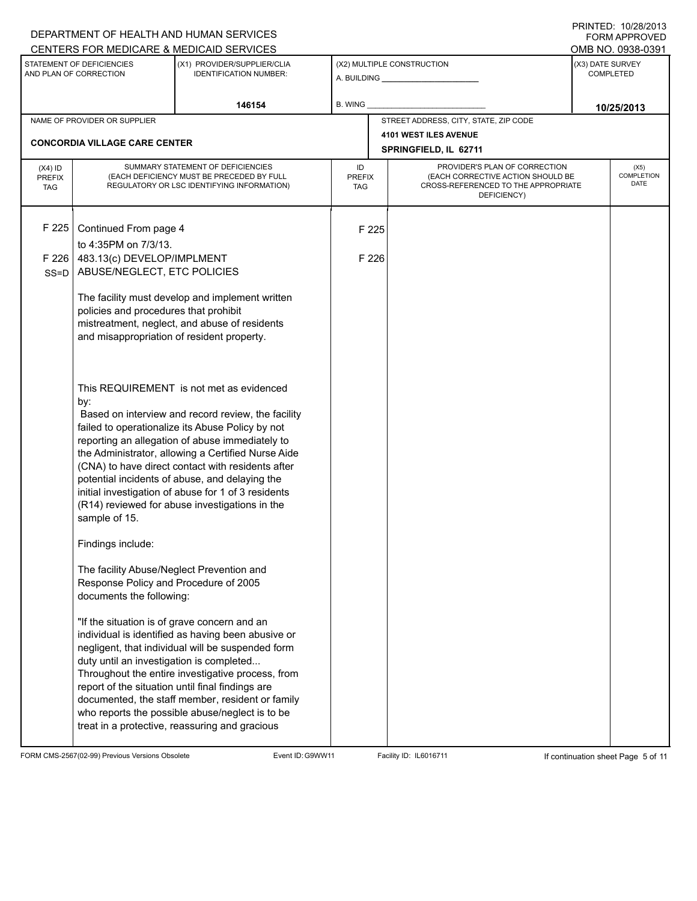DEPARTMENT OF HEALTH AND HUMAN SERVICES
CENTERS FOR MEDICARE & MEDICAID SERVICES

PRINTED: 10/28/2013
FORM APPROVED
OMB NO. 0938-0391

| STATEMENT OF DEFICIENCIES AND PLAN OF CORRECTION | (X1) PROVIDER/SUPPLIER/CLIA IDENTIFICATION NUMBER: | (X2) MULTIPLE CONSTRUCTION | (X3) DATE SURVEY COMPLETED |
|---|---|---|---|
| | 146154 | A. BUILDING ______ B. WING ______ | 10/25/2013 |

| NAME OF PROVIDER OR SUPPLIER | STREET ADDRESS, CITY, STATE, ZIP CODE |
|---|---|
| CONCORDIA VILLAGE CARE CENTER | 4101 WEST ILES AVENUE SPRINGFIELD, IL 62711 |

| (X4) ID PREFIX TAG | SUMMARY STATEMENT OF DEFICIENCIES (EACH DEFICIENCY MUST BE PRECEDED BY FULL REGULATORY OR LSC IDENTIFYING INFORMATION) | ID PREFIX TAG | PROVIDER'S PLAN OF CORRECTION (EACH CORRECTIVE ACTION SHOULD BE CROSS-REFERENCED TO THE APPROPRIATE DEFICIENCY) | (X5) COMPLETION DATE |
|---|---|---|---|---|
| F 225 | Continued From page 4<br>to 4:35PM on 7/3/13. | F 225 | | |
| F 226 SS=D | 483.13(c) DEVELOP/IMPLMENT ABUSE/NEGLECT, ETC POLICIES<br><br>The facility must develop and implement written policies and procedures that prohibit mistreatment, neglect, and abuse of residents and misappropriation of resident property.<br><br>This REQUIREMENT is not met as evidenced by:<br>Based on interview and record review, the facility failed to operationalize its Abuse Policy by not reporting an allegation of abuse immediately to the Administrator, allowing a Certified Nurse Aide (CNA) to have direct contact with residents after potential incidents of abuse, and delaying the initial investigation of abuse for 1 of 3 residents (R14) reviewed for abuse investigations in the sample of 15.<br><br>Findings include:<br><br>The facility Abuse/Neglect Prevention and Response Policy and Procedure of 2005 documents the following:<br><br>"If the situation is of grave concern and an individual is identified as having been abusive or negligent, that individual will be suspended form duty until an investigation is completed... Throughout the entire investigative process, from report of the situation until final findings are documented, the staff member, resident or family who reports the possible abuse/neglect is to be treat in a protective, reassuring and gracious | F 226 | | |

FORM CMS-2567(02-99) Previous Versions Obsolete Event ID: G9WW11 Facility ID: IL6016711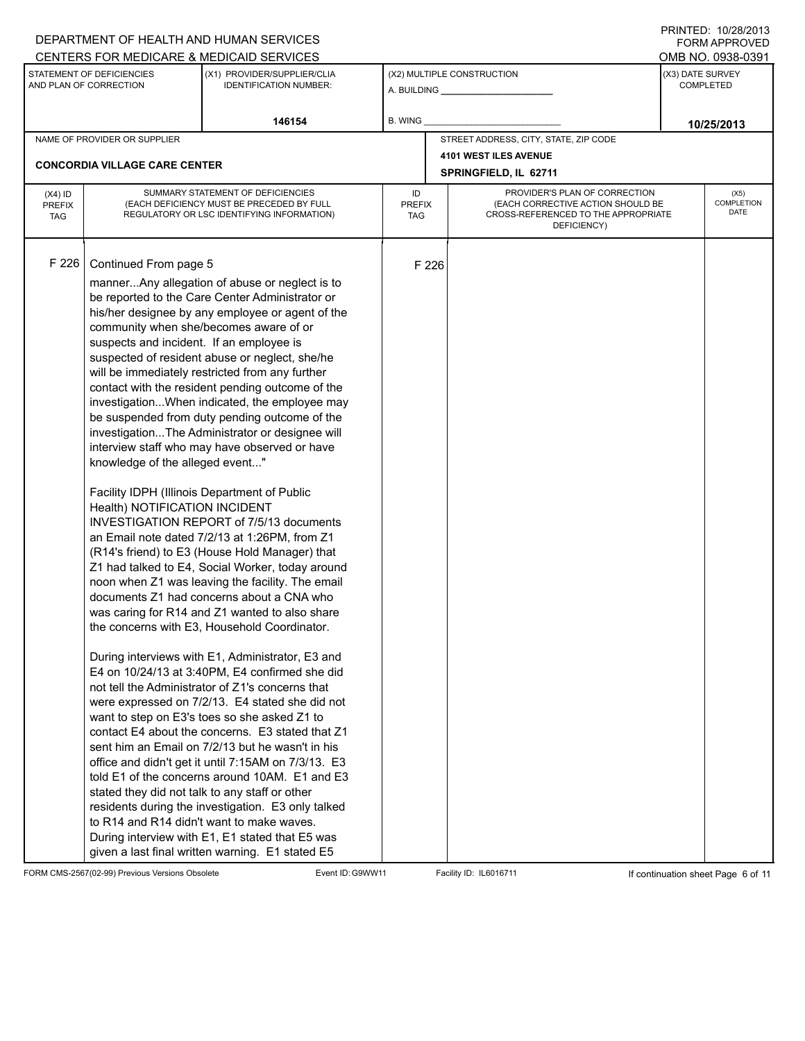DEPARTMENT OF HEALTH AND HUMAN SERVICES
CENTERS FOR MEDICARE & MEDICAID SERVICES

PRINTED: 10/28/2013
FORM APPROVED
OMB NO. 0938-0391

| STATEMENT OF DEFICIENCIES AND PLAN OF CORRECTION | (X1) PROVIDER/SUPPLIER/CLIA IDENTIFICATION NUMBER: | (X2) MULTIPLE CONSTRUCTION | (X3) DATE SURVEY COMPLETED |
|---|---|---|---|
| | 146154 | A. BUILDING ______ B. WING ______ | 10/25/2013 |

NAME OF PROVIDER OR SUPPLIER: **CONCORDIA VILLAGE CARE CENTER**

STREET ADDRESS, CITY, STATE, ZIP CODE: **4101 WEST ILES AVENUE, SPRINGFIELD, IL 62711**

| (X4) ID PREFIX TAG | SUMMARY STATEMENT OF DEFICIENCIES (EACH DEFICIENCY MUST BE PRECEDED BY FULL REGULATORY OR LSC IDENTIFYING INFORMATION) | ID PREFIX TAG | PROVIDER'S PLAN OF CORRECTION (EACH CORRECTIVE ACTION SHOULD BE CROSS-REFERENCED TO THE APPROPRIATE DEFICIENCY) | (X5) COMPLETION DATE |
|---|---|---|---|---|
| F 226 | Continued From page 5 | F 226 | | |

manner...Any allegation of abuse or neglect is to be reported to the Care Center Administrator or his/her designee by any employee or agent of the community when she/becomes aware of or suspects and incident. If an employee is suspected of resident abuse or neglect, she/he will be immediately restricted from any further contact with the resident pending outcome of the investigation...When indicated, the employee may be suspended from duty pending outcome of the investigation...The Administrator or designee will interview staff who may have observed or have knowledge of the alleged event..."

Facility IDPH (Illinois Department of Public Health) NOTIFICATION INCIDENT INVESTIGATION REPORT of 7/5/13 documents an Email note dated 7/2/13 at 1:26PM, from Z1 (R14's friend) to E3 (House Hold Manager) that Z1 had talked to E4, Social Worker, today around noon when Z1 was leaving the facility. The email documents Z1 had concerns about a CNA who was caring for R14 and Z1 wanted to also share the concerns with E3, Household Coordinator.

During interviews with E1, Administrator, E3 and E4 on 10/24/13 at 3:40PM, E4 confirmed she did not tell the Administrator of Z1's concerns that were expressed on 7/2/13. E4 stated she did not want to step on E3's toes so she asked Z1 to contact E4 about the concerns. E3 stated that Z1 sent him an Email on 7/2/13 but he wasn't in his office and didn't get it until 7:15AM on 7/3/13. E3 told E1 of the concerns around 10AM. E1 and E3 stated they did not talk to any staff or other residents during the investigation. E3 only talked to R14 and R14 didn't want to make waves. During interview with E1, E1 stated that E5 was given a last final written warning. E1 stated E5

FORM CMS-2567(02-99) Previous Versions Obsolete Event ID: G9WW11 Facility ID: IL6016711 If continuation sheet Page 6 of 11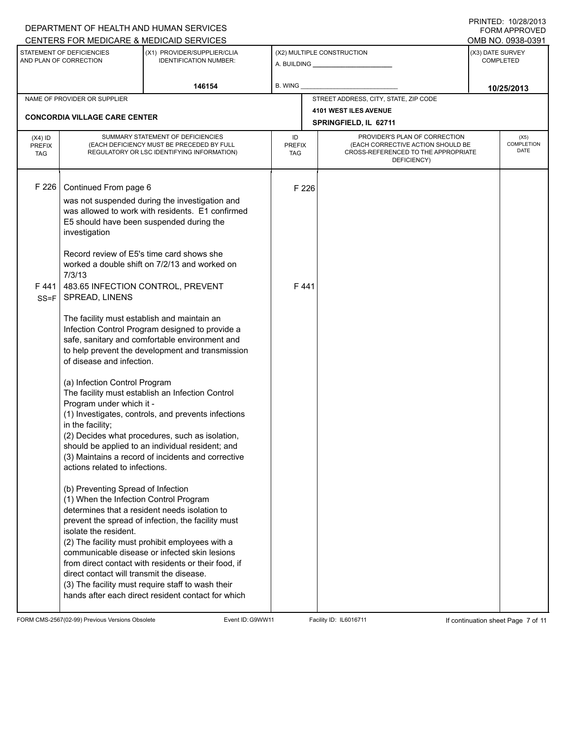DEPARTMENT OF HEALTH AND HUMAN SERVICES
CENTERS FOR MEDICARE & MEDICAID SERVICES

PRINTED: 10/28/2013
FORM APPROVED
OMB NO. 0938-0391

| STATEMENT OF DEFICIENCIES AND PLAN OF CORRECTION | (X1) PROVIDER/SUPPLIER/CLIA IDENTIFICATION NUMBER: | (X2) MULTIPLE CONSTRUCTION | (X3) DATE SURVEY COMPLETED |
|---|---|---|---|
| | 146154 | A. BUILDING _____ B. WING _____ | 10/25/2013 |

| NAME OF PROVIDER OR SUPPLIER | STREET ADDRESS, CITY, STATE, ZIP CODE |
|---|---|
| CONCORDIA VILLAGE CARE CENTER | 4101 WEST ILES AVENUE SPRINGFIELD, IL 62711 |

| (X4) ID PREFIX TAG | SUMMARY STATEMENT OF DEFICIENCIES (EACH DEFICIENCY MUST BE PRECEDED BY FULL REGULATORY OR LSC IDENTIFYING INFORMATION) | ID PREFIX TAG | PROVIDER'S PLAN OF CORRECTION (EACH CORRECTIVE ACTION SHOULD BE CROSS-REFERENCED TO THE APPROPRIATE DEFICIENCY) | (X5) COMPLETION DATE |
|---|---|---|---|---|
| F 226 | Continued From page 6<br>was not suspended during the investigation and was allowed to work with residents. E1 confirmed E5 should have been suspended during the investigation<br><br>Record review of E5's time card shows she worked a double shift on 7/2/13 and worked on 7/3/13 | F 226 | | |
| F 441 SS=F | 483.65 INFECTION CONTROL, PREVENT SPREAD, LINENS<br><br>The facility must establish and maintain an Infection Control Program designed to provide a safe, sanitary and comfortable environment and to help prevent the development and transmission of disease and infection.<br><br>(a) Infection Control Program<br>The facility must establish an Infection Control Program under which it -<br>(1) Investigates, controls, and prevents infections in the facility;<br>(2) Decides what procedures, such as isolation, should be applied to an individual resident; and<br>(3) Maintains a record of incidents and corrective actions related to infections.<br><br>(b) Preventing Spread of Infection<br>(1) When the Infection Control Program determines that a resident needs isolation to prevent the spread of infection, the facility must isolate the resident.<br>(2) The facility must prohibit employees with a communicable disease or infected skin lesions from direct contact with residents or their food, if direct contact will transmit the disease.<br>(3) The facility must require staff to wash their hands after each direct resident contact for which | F 441 | | |

FORM CMS-2567(02-99) Previous Versions Obsolete Event ID: G9WW11 Facility ID: IL6016711 If continuation sheet Page 7 of 11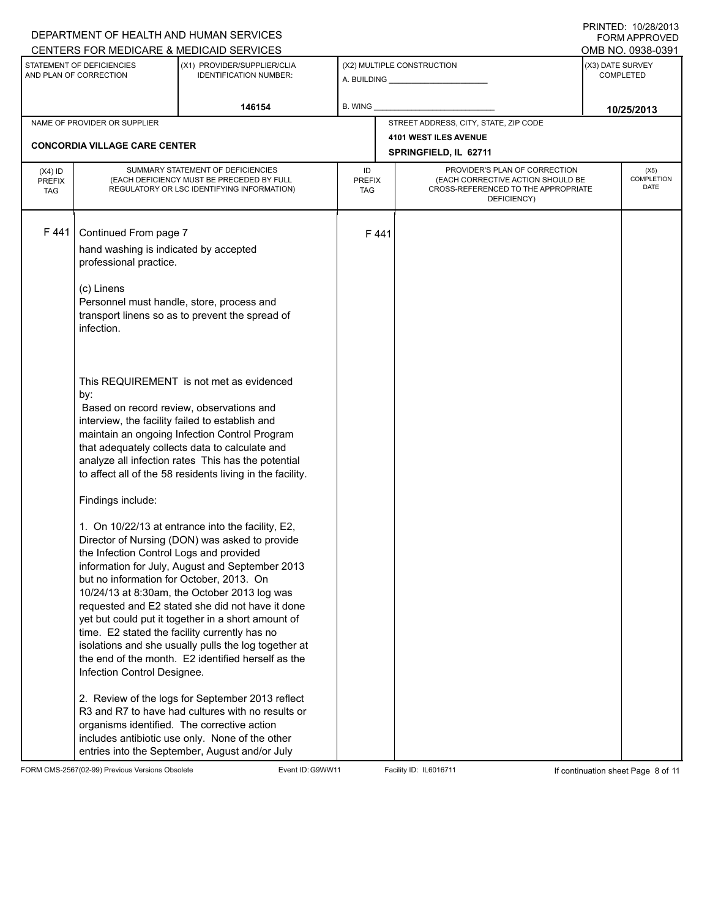DEPARTMENT OF HEALTH AND HUMAN SERVICES
CENTERS FOR MEDICARE & MEDICAID SERVICES

PRINTED: 10/28/2013
FORM APPROVED
OMB NO. 0938-0391

| STATEMENT OF DEFICIENCIES AND PLAN OF CORRECTION | (X1) PROVIDER/SUPPLIER/CLIA IDENTIFICATION NUMBER: | (X2) MULTIPLE CONSTRUCTION | (X3) DATE SURVEY COMPLETED |
|---|---|---|---|
| | 146154 | A. BUILDING ______ B. WING ______ | 10/25/2013 |

| NAME OF PROVIDER OR SUPPLIER | STREET ADDRESS, CITY, STATE, ZIP CODE |
|---|---|
| CONCORDIA VILLAGE CARE CENTER | 4101 WEST ILES AVENUE SPRINGFIELD, IL 62711 |

| (X4) ID PREFIX TAG | SUMMARY STATEMENT OF DEFICIENCIES (EACH DEFICIENCY MUST BE PRECEDED BY FULL REGULATORY OR LSC IDENTIFYING INFORMATION) | ID PREFIX TAG | PROVIDER'S PLAN OF CORRECTION (EACH CORRECTIVE ACTION SHOULD BE CROSS-REFERENCED TO THE APPROPRIATE DEFICIENCY) | (X5) COMPLETION DATE |
|---|---|---|---|---|
| F 441 | Continued From page 7<br>hand washing is indicated by accepted professional practice.<br><br>(c) Linens<br>Personnel must handle, store, process and transport linens so as to prevent the spread of infection.<br><br>This REQUIREMENT is not met as evidenced by:<br>Based on record review, observations and interview, the facility failed to establish and maintain an ongoing Infection Control Program that adequately collects data to calculate and analyze all infection rates This has the potential to affect all of the 58 residents living in the facility.<br><br>Findings include:<br><br>1. On 10/22/13 at entrance into the facility, E2, Director of Nursing (DON) was asked to provide the Infection Control Logs and provided information for July, August and September 2013 but no information for October, 2013. On 10/24/13 at 8:30am, the October 2013 log was requested and E2 stated she did not have it done yet but could put it together in a short amount of time. E2 stated the facility currently has no isolations and she usually pulls the log together at the end of the month. E2 identified herself as the Infection Control Designee.<br><br>2. Review of the logs for September 2013 reflect R3 and R7 to have had cultures with no results or organisms identified. The corrective action includes antibiotic use only. None of the other entries into the September, August and/or July | F 441 | | |

FORM CMS-2567(02-99) Previous Versions Obsolete Event ID: G9WW11 Facility ID: IL6016711 If continuation sheet Page 8 of 11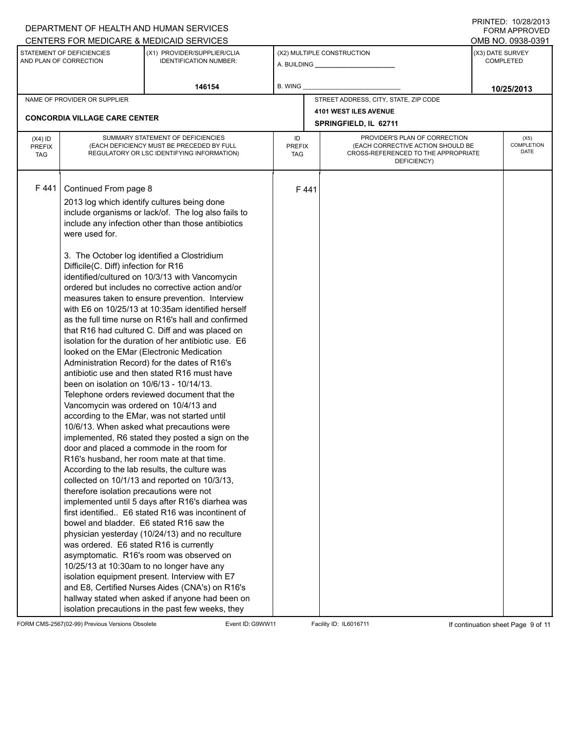DEPARTMENT OF HEALTH AND HUMAN SERVICES
CENTERS FOR MEDICARE & MEDICAID SERVICES

PRINTED: 10/28/2013
FORM APPROVED
OMB NO. 0938-0391

| STATEMENT OF DEFICIENCIES AND PLAN OF CORRECTION | (X1) PROVIDER/SUPPLIER/CLIA IDENTIFICATION NUMBER: | (X2) MULTIPLE CONSTRUCTION | (X3) DATE SURVEY COMPLETED |
|---|---|---|---|
| | 146154 | A. BUILDING ______ B. WING ______ | 10/25/2013 |

| NAME OF PROVIDER OR SUPPLIER | STREET ADDRESS, CITY, STATE, ZIP CODE |
|---|---|
| CONCORDIA VILLAGE CARE CENTER | 4101 WEST ILES AVENUE SPRINGFIELD, IL 62711 |

| (X4) ID PREFIX TAG | SUMMARY STATEMENT OF DEFICIENCIES (EACH DEFICIENCY MUST BE PRECEDED BY FULL REGULATORY OR LSC IDENTIFYING INFORMATION) | ID PREFIX TAG | PROVIDER'S PLAN OF CORRECTION (EACH CORRECTIVE ACTION SHOULD BE CROSS-REFERENCED TO THE APPROPRIATE DEFICIENCY) | (X5) COMPLETION DATE |
|---|---|---|---|---|
| F 441 | Continued From page 8 | F 441 | | |

2013 log which identify cultures being done include organisms or lack/of. The log also fails to include any infection other than those antibiotics were used for.

3. The October log identified a Clostridium Difficile(C. Diff) infection for R16 identified/cultured on 10/3/13 with Vancomycin ordered but includes no corrective action and/or measures taken to ensure prevention. Interview with E6 on 10/25/13 at 10:35am identified herself as the full time nurse on R16's hall and confirmed that R16 had cultured C. Diff and was placed on isolation for the duration of her antibiotic use. E6 looked on the EMar (Electronic Medication Administration Record) for the dates of R16's antibiotic use and then stated R16 must have been on isolation on 10/6/13 - 10/14/13. Telephone orders reviewed document that the Vancomycin was ordered on 10/4/13 and according to the EMar, was not started until 10/6/13. When asked what precautions were implemented, R6 stated they posted a sign on the door and placed a commode in the room for R16's husband, her room mate at that time. According to the lab results, the culture was collected on 10/1/13 and reported on 10/3/13, therefore isolation precautions were not implemented until 5 days after R16's diarrhea was first identified.. E6 stated R16 was incontinent of bowel and bladder. E6 stated R16 saw the physician yesterday (10/24/13) and no reculture was ordered. E6 stated R16 is currently asymptomatic. R16's room was observed on 10/25/13 at 10:30am to no longer have any isolation equipment present. Interview with E7 and E8, Certified Nurses Aides (CNA's) on R16's hallway stated when asked if anyone had been on isolation precautions in the past few weeks, they

FORM CMS-2567(02-99) Previous Versions Obsolete Event ID: G9WW11 Facility ID: IL6016711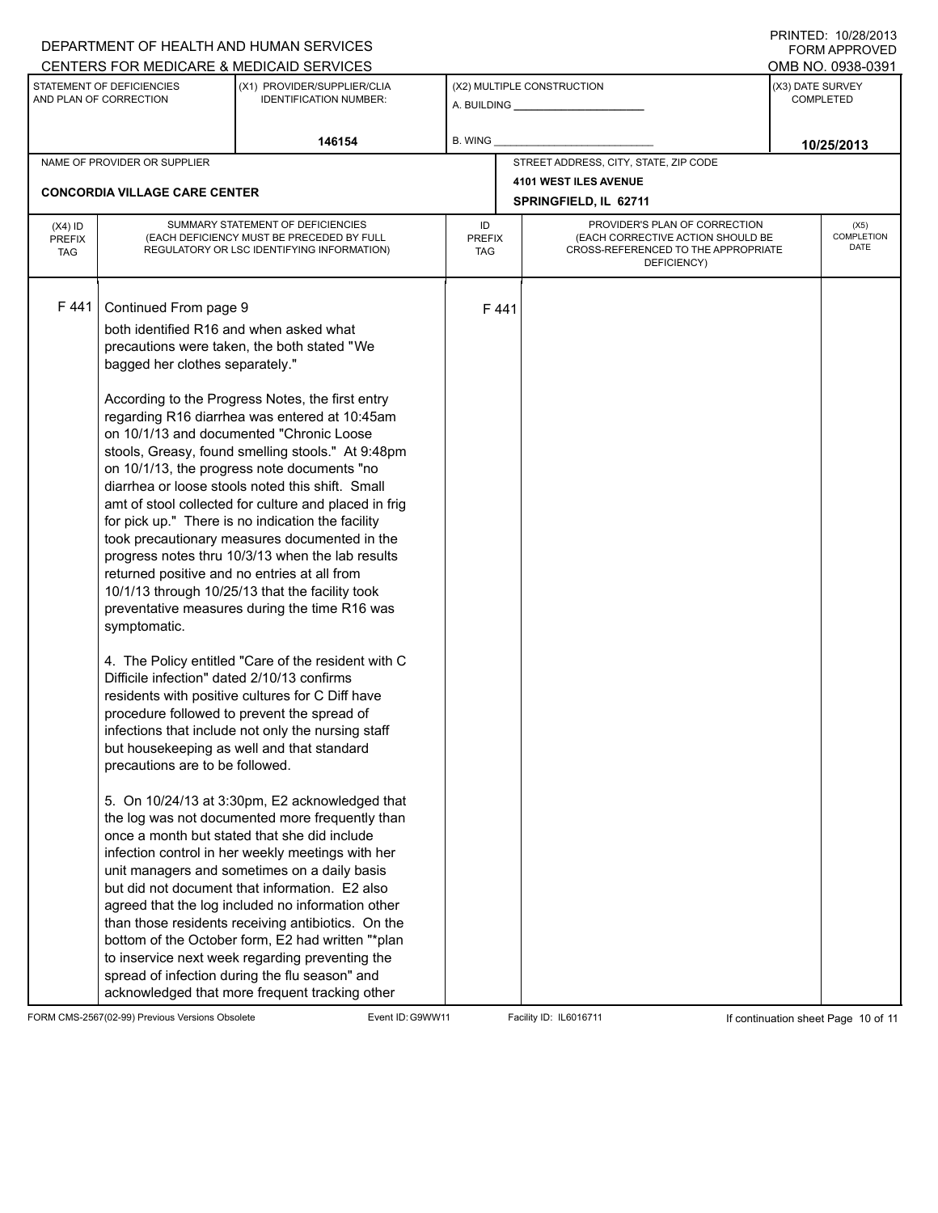DEPARTMENT OF HEALTH AND HUMAN SERVICES
CENTERS FOR MEDICARE & MEDICAID SERVICES

PRINTED: 10/28/2013
FORM APPROVED
OMB NO. 0938-0391

| STATEMENT OF DEFICIENCIES AND PLAN OF CORRECTION | (X1) PROVIDER/SUPPLIER/CLIA IDENTIFICATION NUMBER: | (X2) MULTIPLE CONSTRUCTION | (X3) DATE SURVEY COMPLETED |
|---|---|---|---|
| | 146154 | A. BUILDING ______ B. WING ______ | 10/25/2013 |

NAME OF PROVIDER OR SUPPLIER: **CONCORDIA VILLAGE CARE CENTER**

STREET ADDRESS, CITY, STATE, ZIP CODE: **4101 WEST ILES AVENUE, SPRINGFIELD, IL 62711**

| (X4) ID PREFIX TAG | SUMMARY STATEMENT OF DEFICIENCIES (EACH DEFICIENCY MUST BE PRECEDED BY FULL REGULATORY OR LSC IDENTIFYING INFORMATION) | ID PREFIX TAG | PROVIDER'S PLAN OF CORRECTION (EACH CORRECTIVE ACTION SHOULD BE CROSS-REFERENCED TO THE APPROPRIATE DEFICIENCY) | (X5) COMPLETION DATE |
|---|---|---|---|---|
| F 441 | Continued From page 9 | F 441 | | |

both identified R16 and when asked what precautions were taken, the both stated "We bagged her clothes separately."

According to the Progress Notes, the first entry regarding R16 diarrhea was entered at 10:45am on 10/1/13 and documented "Chronic Loose stools, Greasy, found smelling stools." At 9:48pm on 10/1/13, the progress note documents "no diarrhea or loose stools noted this shift. Small amt of stool collected for culture and placed in frig for pick up." There is no indication the facility took precautionary measures documented in the progress notes thru 10/3/13 when the lab results returned positive and no entries at all from 10/1/13 through 10/25/13 that the facility took preventative measures during the time R16 was symptomatic.

4. The Policy entitled "Care of the resident with C Difficile infection" dated 2/10/13 confirms residents with positive cultures for C Diff have procedure followed to prevent the spread of infections that include not only the nursing staff but housekeeping as well and that standard precautions are to be followed.

5. On 10/24/13 at 3:30pm, E2 acknowledged that the log was not documented more frequently than once a month but stated that she did include infection control in her weekly meetings with her unit managers and sometimes on a daily basis but did not document that information. E2 also agreed that the log included no information other than those residents receiving antibiotics. On the bottom of the October form, E2 had written "*plan to inservice next week regarding preventing the spread of infection during the flu season" and acknowledged that more frequent tracking other

FORM CMS-2567(02-99) Previous Versions Obsolete — Event ID: G9WW11 — Facility ID: IL6016711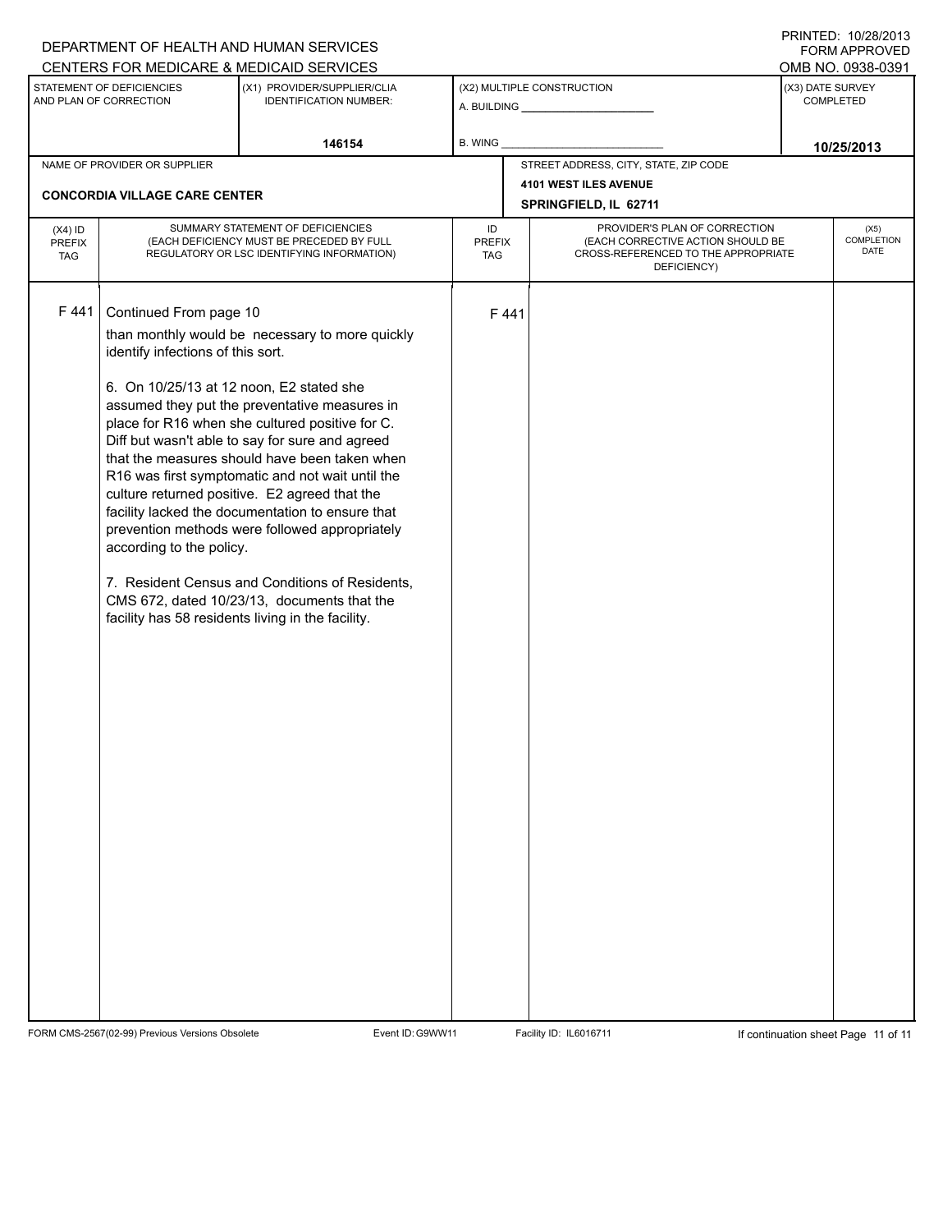DEPARTMENT OF HEALTH AND HUMAN SERVICES
CENTERS FOR MEDICARE & MEDICAID SERVICES

PRINTED: 10/28/2013
FORM APPROVED
OMB NO. 0938-0391

| STATEMENT OF DEFICIENCIES AND PLAN OF CORRECTION | (X1) PROVIDER/SUPPLIER/CLIA IDENTIFICATION NUMBER: | (X2) MULTIPLE CONSTRUCTION | (X3) DATE SURVEY COMPLETED |
|---|---|---|---|
| | 146154 | A. BUILDING ______ B. WING ______ | 10/25/2013 |

| NAME OF PROVIDER OR SUPPLIER | STREET ADDRESS, CITY, STATE, ZIP CODE |
|---|---|
| CONCORDIA VILLAGE CARE CENTER | 4101 WEST ILES AVENUE SPRINGFIELD, IL 62711 |

| (X4) ID PREFIX TAG | SUMMARY STATEMENT OF DEFICIENCIES (EACH DEFICIENCY MUST BE PRECEDED BY FULL REGULATORY OR LSC IDENTIFYING INFORMATION) | ID PREFIX TAG | PROVIDER'S PLAN OF CORRECTION (EACH CORRECTIVE ACTION SHOULD BE CROSS-REFERENCED TO THE APPROPRIATE DEFICIENCY) | (X5) COMPLETION DATE |
|---|---|---|---|---|
| F 441 | Continued From page 10<br>than monthly would be necessary to more quickly identify infections of this sort.<br><br>6. On 10/25/13 at 12 noon, E2 stated she assumed they put the preventative measures in place for R16 when she cultured positive for C. Diff but wasn't able to say for sure and agreed that the measures should have been taken when R16 was first symptomatic and not wait until the culture returned positive. E2 agreed that the facility lacked the documentation to ensure that prevention methods were followed appropriately according to the policy.<br><br>7. Resident Census and Conditions of Residents, CMS 672, dated 10/23/13, documents that the facility has 58 residents living in the facility. | F 441 | | |

FORM CMS-2567(02-99) Previous Versions Obsolete Event ID: G9WW11 Facility ID: IL6016711